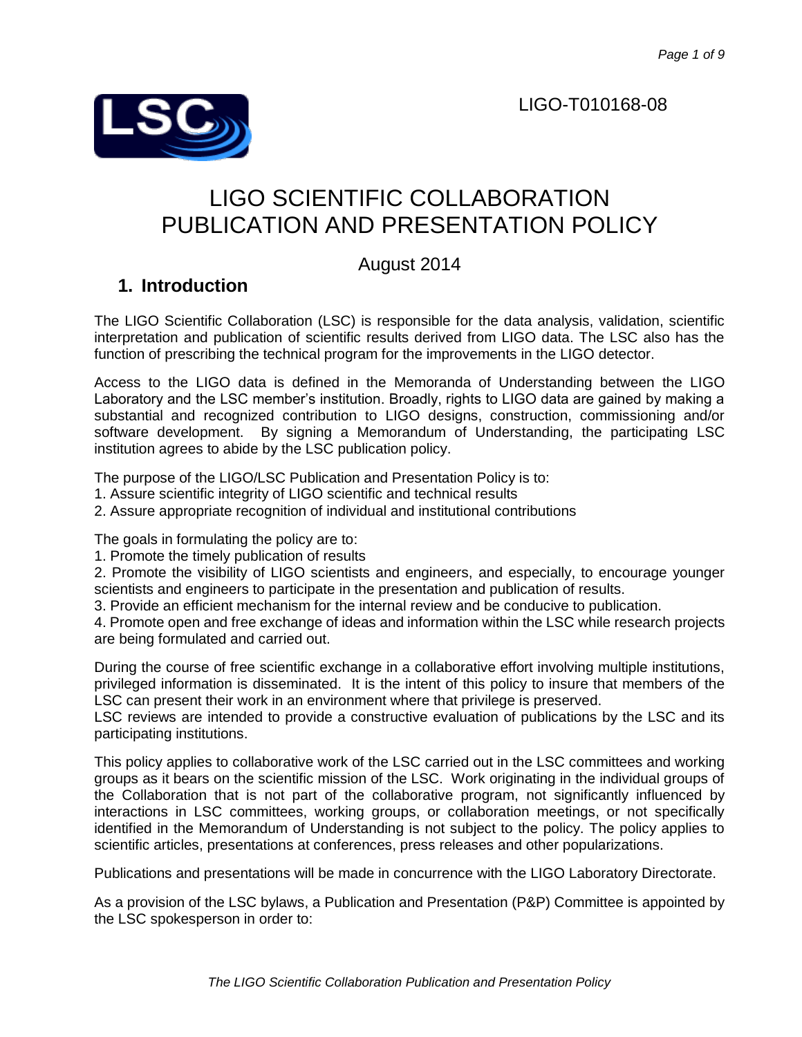LIGO-T010168-08

# LIGO SCIENTIFIC COLLABORATION PUBLICATION AND PRESENTATION POLICY

August 2014

## 1. Introduction

The LIGO Scientific Collaboration (LSC) is responsible for the data analysis, validation, scientific interpretation and publication of scientific results derived from LIGO data. The LSC also has the function of prescribing the technical program for the improvements in the LIGO detector.

Access to the LIGO data is defined in the Memoranda of Understanding between the LIGO Laboratory and the LSC member's institution. Broadly, rights to LIGO data are gained by making a substantial and recognized contribution to LIGO designs, construction, commissioning and/or software development. By signing a Memorandum of Understanding, the participating LSC institution agrees to abide by the LSC publication policy.

The purpose of the LIGO/LSC Publication and Presentation Policy is to:
1. Assure scientific integrity of LIGO scientific and technical results
2. Assure appropriate recognition of individual and institutional contributions

The goals in formulating the policy are to:
1. Promote the timely publication of results
2. Promote the visibility of LIGO scientists and engineers, and especially, to encourage younger scientists and engineers to participate in the presentation and publication of results.
3. Provide an efficient mechanism for the internal review and be conducive to publication.
4. Promote open and free exchange of ideas and information within the LSC while research projects are being formulated and carried out.

During the course of free scientific exchange in a collaborative effort involving multiple institutions, privileged information is disseminated. It is the intent of this policy to insure that members of the LSC can present their work in an environment where that privilege is preserved.
LSC reviews are intended to provide a constructive evaluation of publications by the LSC and its participating institutions.

This policy applies to collaborative work of the LSC carried out in the LSC committees and working groups as it bears on the scientific mission of the LSC. Work originating in the individual groups of the Collaboration that is not part of the collaborative program, not significantly influenced by interactions in LSC committees, working groups, or collaboration meetings, or not specifically identified in the Memorandum of Understanding is not subject to the policy. The policy applies to scientific articles, presentations at conferences, press releases and other popularizations.

Publications and presentations will be made in concurrence with the LIGO Laboratory Directorate.

As a provision of the LSC bylaws, a Publication and Presentation (P&P) Committee is appointed by the LSC spokesperson in order to: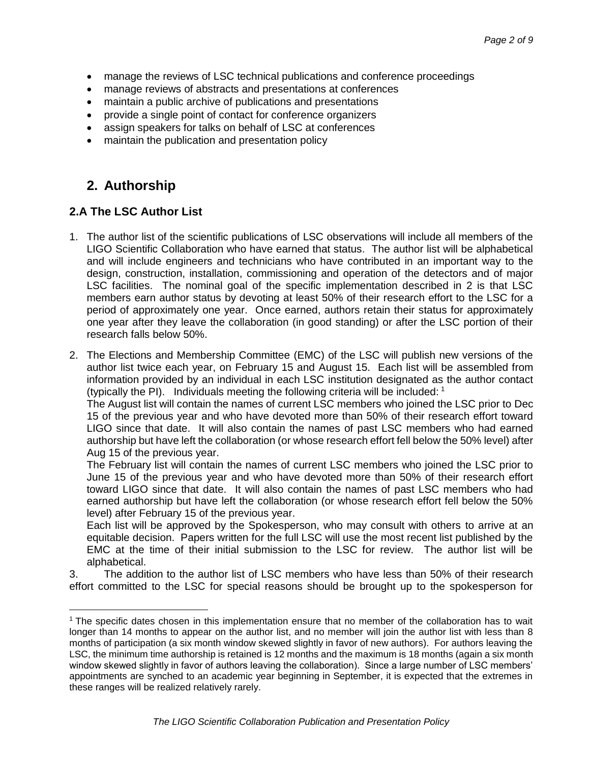- manage the reviews of LSC technical publications and conference proceedings
- manage reviews of abstracts and presentations at conferences
- maintain a public archive of publications and presentations
- provide a single point of contact for conference organizers
- assign speakers for talks on behalf of LSC at conferences
- maintain the publication and presentation policy

# 2. Authorship

## 2.A The LSC Author List

1. The author list of the scientific publications of LSC observations will include all members of the LIGO Scientific Collaboration who have earned that status. The author list will be alphabetical and will include engineers and technicians who have contributed in an important way to the design, construction, installation, commissioning and operation of the detectors and of major LSC facilities. The nominal goal of the specific implementation described in 2 is that LSC members earn author status by devoting at least 50% of their research effort to the LSC for a period of approximately one year. Once earned, authors retain their status for approximately one year after they leave the collaboration (in good standing) or after the LSC portion of their research falls below 50%.

2. The Elections and Membership Committee (EMC) of the LSC will publish new versions of the author list twice each year, on February 15 and August 15. Each list will be assembled from information provided by an individual in each LSC institution designated as the author contact (typically the PI). Individuals meeting the following criteria will be included: [1]

   The August list will contain the names of current LSC members who joined the LSC prior to Dec 15 of the previous year and who have devoted more than 50% of their research effort toward LIGO since that date. It will also contain the names of past LSC members who had earned authorship but have left the collaboration (or whose research effort fell below the 50% level) after Aug 15 of the previous year.

   The February list will contain the names of current LSC members who joined the LSC prior to June 15 of the previous year and who have devoted more than 50% of their research effort toward LIGO since that date. It will also contain the names of past LSC members who had earned authorship but have left the collaboration (or whose research effort fell below the 50% level) after February 15 of the previous year.

   Each list will be approved by the Spokesperson, who may consult with others to arrive at an equitable decision. Papers written for the full LSC will use the most recent list published by the EMC at the time of their initial submission to the LSC for review. The author list will be alphabetical.

3. The addition to the author list of LSC members who have less than 50% of their research effort committed to the LSC for special reasons should be brought up to the spokesperson for

[1] The specific dates chosen in this implementation ensure that no member of the collaboration has to wait longer than 14 months to appear on the author list, and no member will join the author list with less than 8 months of participation (a six month window skewed slightly in favor of new authors). For authors leaving the LSC, the minimum time authorship is retained is 12 months and the maximum is 18 months (again a six month window skewed slightly in favor of authors leaving the collaboration). Since a large number of LSC members' appointments are synched to an academic year beginning in September, it is expected that the extremes in these ranges will be realized relatively rarely.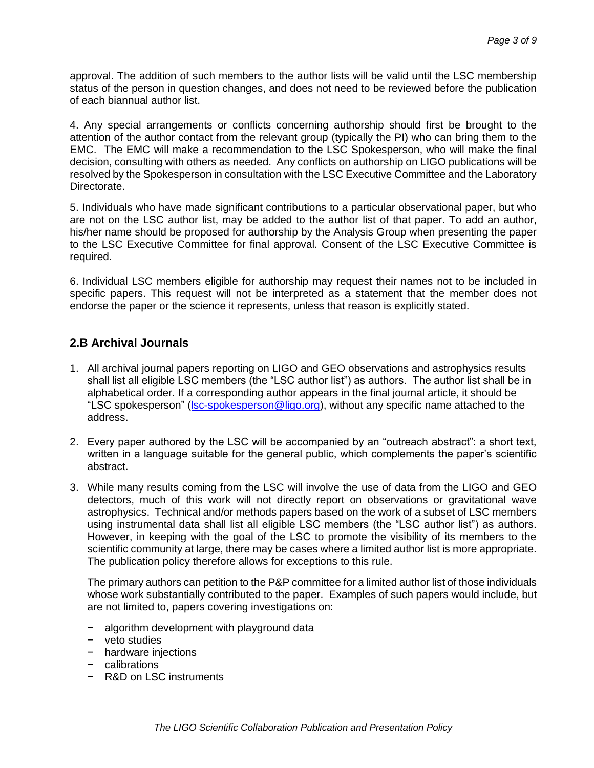approval. The addition of such members to the author lists will be valid until the LSC membership status of the person in question changes, and does not need to be reviewed before the publication of each biannual author list.

4. Any special arrangements or conflicts concerning authorship should first be brought to the attention of the author contact from the relevant group (typically the PI) who can bring them to the EMC. The EMC will make a recommendation to the LSC Spokesperson, who will make the final decision, consulting with others as needed. Any conflicts on authorship on LIGO publications will be resolved by the Spokesperson in consultation with the LSC Executive Committee and the Laboratory Directorate.

5. Individuals who have made significant contributions to a particular observational paper, but who are not on the LSC author list, may be added to the author list of that paper. To add an author, his/her name should be proposed for authorship by the Analysis Group when presenting the paper to the LSC Executive Committee for final approval. Consent of the LSC Executive Committee is required.

6. Individual LSC members eligible for authorship may request their names not to be included in specific papers. This request will not be interpreted as a statement that the member does not endorse the paper or the science it represents, unless that reason is explicitly stated.

## 2.B Archival Journals

1. All archival journal papers reporting on LIGO and GEO observations and astrophysics results shall list all eligible LSC members (the "LSC author list") as authors. The author list shall be in alphabetical order. If a corresponding author appears in the final journal article, it should be "LSC spokesperson" (lsc-spokesperson@ligo.org), without any specific name attached to the address.

2. Every paper authored by the LSC will be accompanied by an "outreach abstract": a short text, written in a language suitable for the general public, which complements the paper's scientific abstract.

3. While many results coming from the LSC will involve the use of data from the LIGO and GEO detectors, much of this work will not directly report on observations or gravitational wave astrophysics. Technical and/or methods papers based on the work of a subset of LSC members using instrumental data shall list all eligible LSC members (the "LSC author list") as authors. However, in keeping with the goal of the LSC to promote the visibility of its members to the scientific community at large, there may be cases where a limited author list is more appropriate. The publication policy therefore allows for exceptions to this rule.

   The primary authors can petition to the P&P committee for a limited author list of those individuals whose work substantially contributed to the paper. Examples of such papers would include, but are not limited to, papers covering investigations on:

   - algorithm development with playground data
   - veto studies
   - hardware injections
   - calibrations
   - R&D on LSC instruments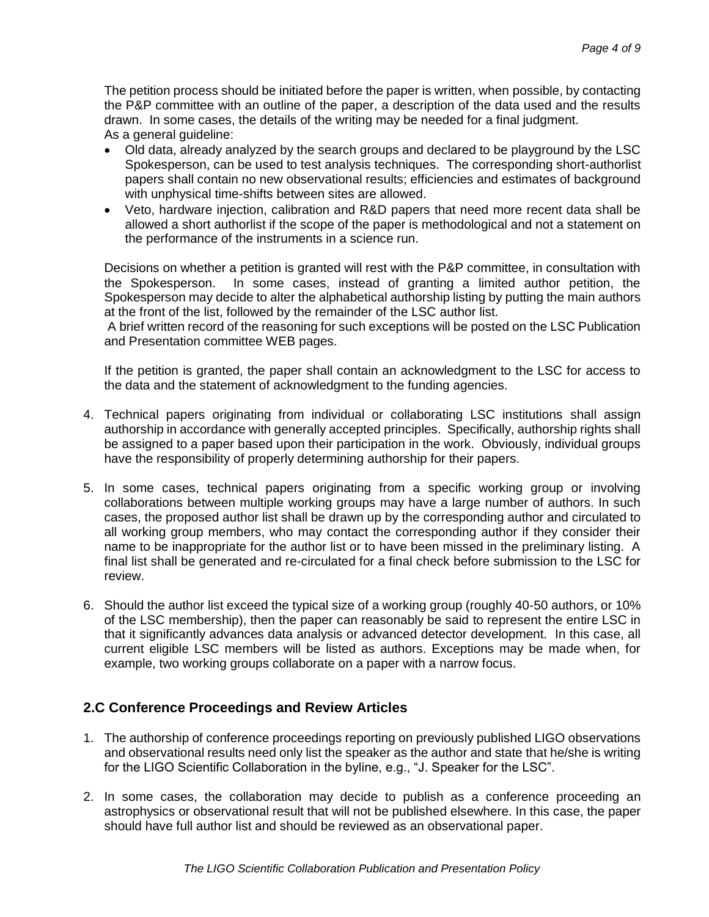The petition process should be initiated before the paper is written, when possible, by contacting the P&P committee with an outline of the paper, a description of the data used and the results drawn. In some cases, the details of the writing may be needed for a final judgment.
As a general guideline:

- Old data, already analyzed by the search groups and declared to be playground by the LSC Spokesperson, can be used to test analysis techniques. The corresponding short-authorlist papers shall contain no new observational results; efficiencies and estimates of background with unphysical time-shifts between sites are allowed.
- Veto, hardware injection, calibration and R&D papers that need more recent data shall be allowed a short authorlist if the scope of the paper is methodological and not a statement on the performance of the instruments in a science run.

Decisions on whether a petition is granted will rest with the P&P committee, in consultation with the Spokesperson. In some cases, instead of granting a limited author petition, the Spokesperson may decide to alter the alphabetical authorship listing by putting the main authors at the front of the list, followed by the remainder of the LSC author list.
A brief written record of the reasoning for such exceptions will be posted on the LSC Publication and Presentation committee WEB pages.

If the petition is granted, the paper shall contain an acknowledgment to the LSC for access to the data and the statement of acknowledgment to the funding agencies.

4. Technical papers originating from individual or collaborating LSC institutions shall assign authorship in accordance with generally accepted principles. Specifically, authorship rights shall be assigned to a paper based upon their participation in the work. Obviously, individual groups have the responsibility of properly determining authorship for their papers.

5. In some cases, technical papers originating from a specific working group or involving collaborations between multiple working groups may have a large number of authors. In such cases, the proposed author list shall be drawn up by the corresponding author and circulated to all working group members, who may contact the corresponding author if they consider their name to be inappropriate for the author list or to have been missed in the preliminary listing. A final list shall be generated and re-circulated for a final check before submission to the LSC for review.

6. Should the author list exceed the typical size of a working group (roughly 40-50 authors, or 10% of the LSC membership), then the paper can reasonably be said to represent the entire LSC in that it significantly advances data analysis or advanced detector development. In this case, all current eligible LSC members will be listed as authors. Exceptions may be made when, for example, two working groups collaborate on a paper with a narrow focus.

## 2.C Conference Proceedings and Review Articles

1. The authorship of conference proceedings reporting on previously published LIGO observations and observational results need only list the speaker as the author and state that he/she is writing for the LIGO Scientific Collaboration in the byline, e.g., “J. Speaker for the LSC”.

2. In some cases, the collaboration may decide to publish as a conference proceeding an astrophysics or observational result that will not be published elsewhere. In this case, the paper should have full author list and should be reviewed as an observational paper.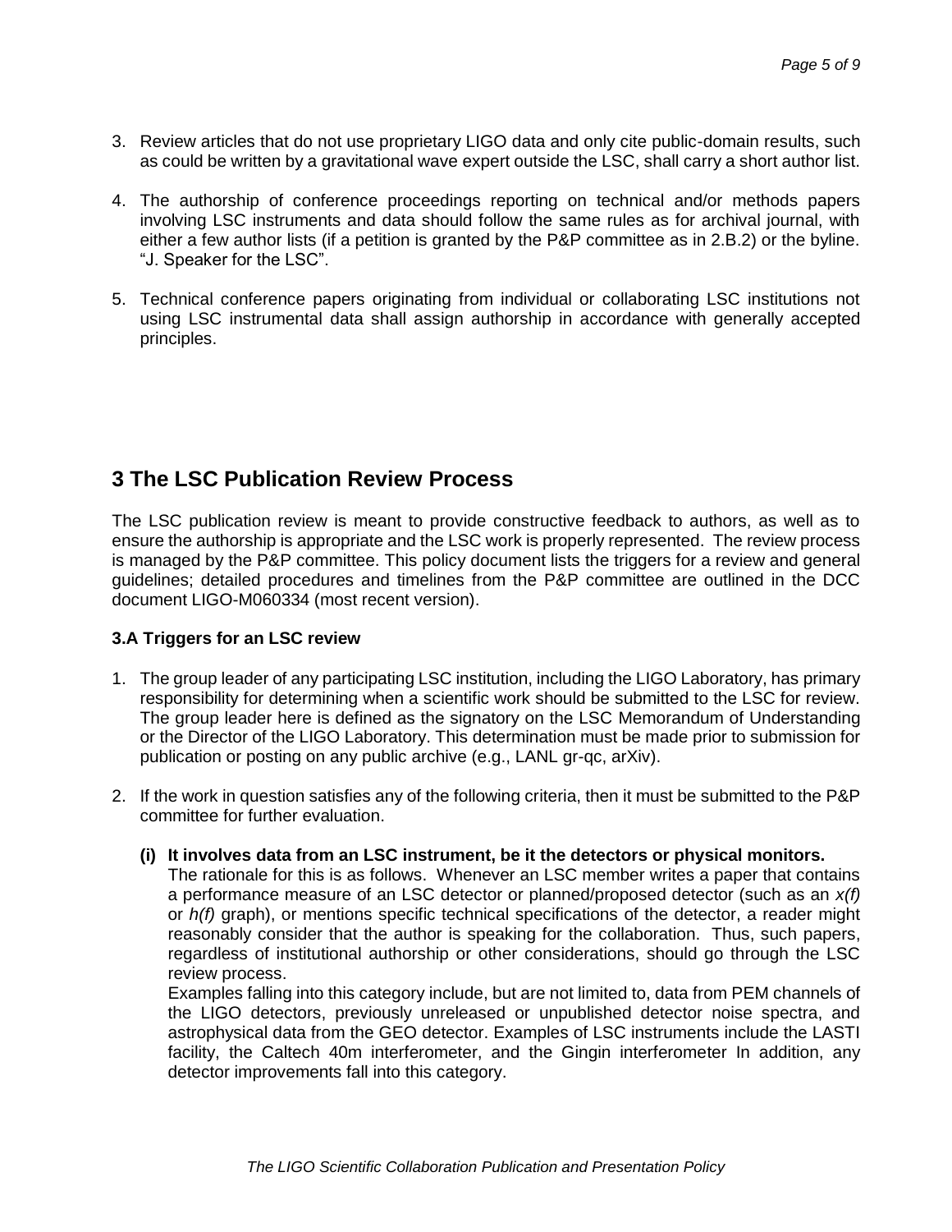3. Review articles that do not use proprietary LIGO data and only cite public-domain results, such as could be written by a gravitational wave expert outside the LSC, shall carry a short author list.

4. The authorship of conference proceedings reporting on technical and/or methods papers involving LSC instruments and data should follow the same rules as for archival journal, with either a few author lists (if a petition is granted by the P&P committee as in 2.B.2) or the byline. "J. Speaker for the LSC".

5. Technical conference papers originating from individual or collaborating LSC institutions not using LSC instrumental data shall assign authorship in accordance with generally accepted principles.

# 3 The LSC Publication Review Process

The LSC publication review is meant to provide constructive feedback to authors, as well as to ensure the authorship is appropriate and the LSC work is properly represented. The review process is managed by the P&P committee. This policy document lists the triggers for a review and general guidelines; detailed procedures and timelines from the P&P committee are outlined in the DCC document LIGO-M060334 (most recent version).

### 3.A Triggers for an LSC review

1. The group leader of any participating LSC institution, including the LIGO Laboratory, has primary responsibility for determining when a scientific work should be submitted to the LSC for review. The group leader here is defined as the signatory on the LSC Memorandum of Understanding or the Director of the LIGO Laboratory. This determination must be made prior to submission for publication or posting on any public archive (e.g., LANL gr-qc, arXiv).

2. If the work in question satisfies any of the following criteria, then it must be submitted to the P&P committee for further evaluation.

   **(i) It involves data from an LSC instrument, be it the detectors or physical monitors.**
   The rationale for this is as follows. Whenever an LSC member writes a paper that contains a performance measure of an LSC detector or planned/proposed detector (such as an $x(f)$ or $h(f)$ graph), or mentions specific technical specifications of the detector, a reader might reasonably consider that the author is speaking for the collaboration. Thus, such papers, regardless of institutional authorship or other considerations, should go through the LSC review process.
   Examples falling into this category include, but are not limited to, data from PEM channels of the LIGO detectors, previously unreleased or unpublished detector noise spectra, and astrophysical data from the GEO detector. Examples of LSC instruments include the LASTI facility, the Caltech 40m interferometer, and the Gingin interferometer In addition, any detector improvements fall into this category.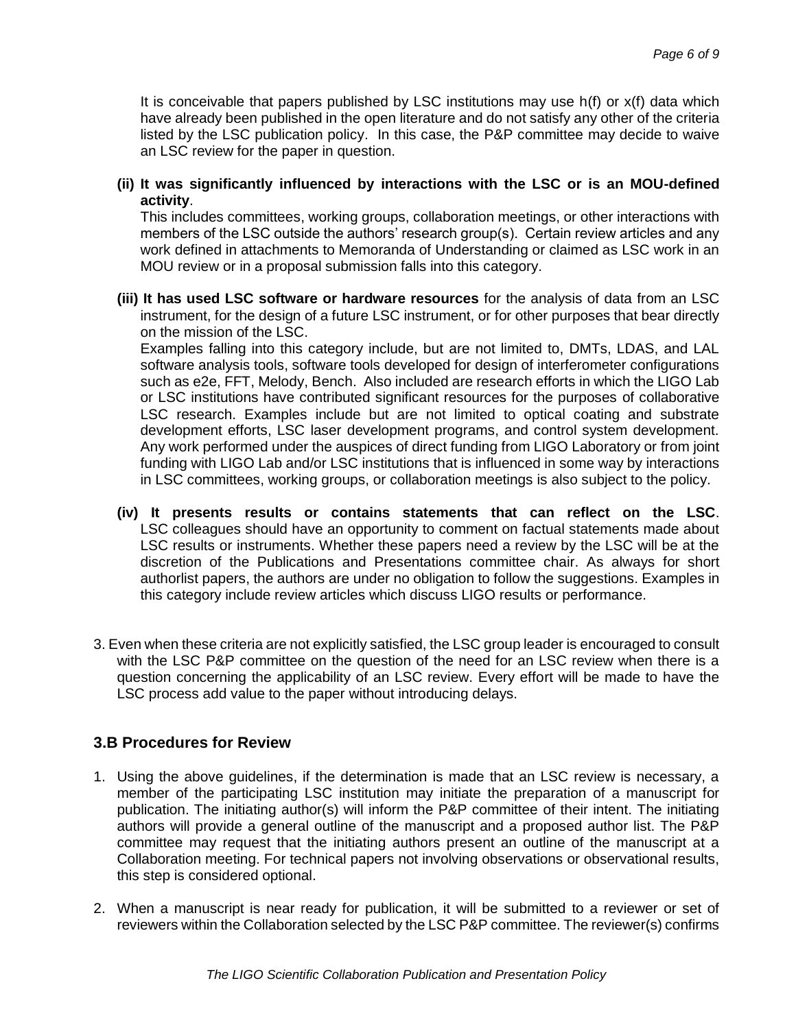It is conceivable that papers published by LSC institutions may use h(f) or x(f) data which have already been published in the open literature and do not satisfy any other of the criteria listed by the LSC publication policy. In this case, the P&P committee may decide to waive an LSC review for the paper in question.

**(ii) It was significantly influenced by interactions with the LSC or is an MOU-defined activity**.
This includes committees, working groups, collaboration meetings, or other interactions with members of the LSC outside the authors' research group(s). Certain review articles and any work defined in attachments to Memoranda of Understanding or claimed as LSC work in an MOU review or in a proposal submission falls into this category.

**(iii) It has used LSC software or hardware resources** for the analysis of data from an LSC instrument, for the design of a future LSC instrument, or for other purposes that bear directly on the mission of the LSC.
Examples falling into this category include, but are not limited to, DMTs, LDAS, and LAL software analysis tools, software tools developed for design of interferometer configurations such as e2e, FFT, Melody, Bench. Also included are research efforts in which the LIGO Lab or LSC institutions have contributed significant resources for the purposes of collaborative LSC research. Examples include but are not limited to optical coating and substrate development efforts, LSC laser development programs, and control system development. Any work performed under the auspices of direct funding from LIGO Laboratory or from joint funding with LIGO Lab and/or LSC institutions that is influenced in some way by interactions in LSC committees, working groups, or collaboration meetings is also subject to the policy.

**(iv) It presents results or contains statements that can reflect on the LSC**. LSC colleagues should have an opportunity to comment on factual statements made about LSC results or instruments. Whether these papers need a review by the LSC will be at the discretion of the Publications and Presentations committee chair. As always for short authorlist papers, the authors are under no obligation to follow the suggestions. Examples in this category include review articles which discuss LIGO results or performance.

3. Even when these criteria are not explicitly satisfied, the LSC group leader is encouraged to consult with the LSC P&P committee on the question of the need for an LSC review when there is a question concerning the applicability of an LSC review. Every effort will be made to have the LSC process add value to the paper without introducing delays.

## 3.B Procedures for Review

1. Using the above guidelines, if the determination is made that an LSC review is necessary, a member of the participating LSC institution may initiate the preparation of a manuscript for publication. The initiating author(s) will inform the P&P committee of their intent. The initiating authors will provide a general outline of the manuscript and a proposed author list. The P&P committee may request that the initiating authors present an outline of the manuscript at a Collaboration meeting. For technical papers not involving observations or observational results, this step is considered optional.

2. When a manuscript is near ready for publication, it will be submitted to a reviewer or set of reviewers within the Collaboration selected by the LSC P&P committee. The reviewer(s) confirms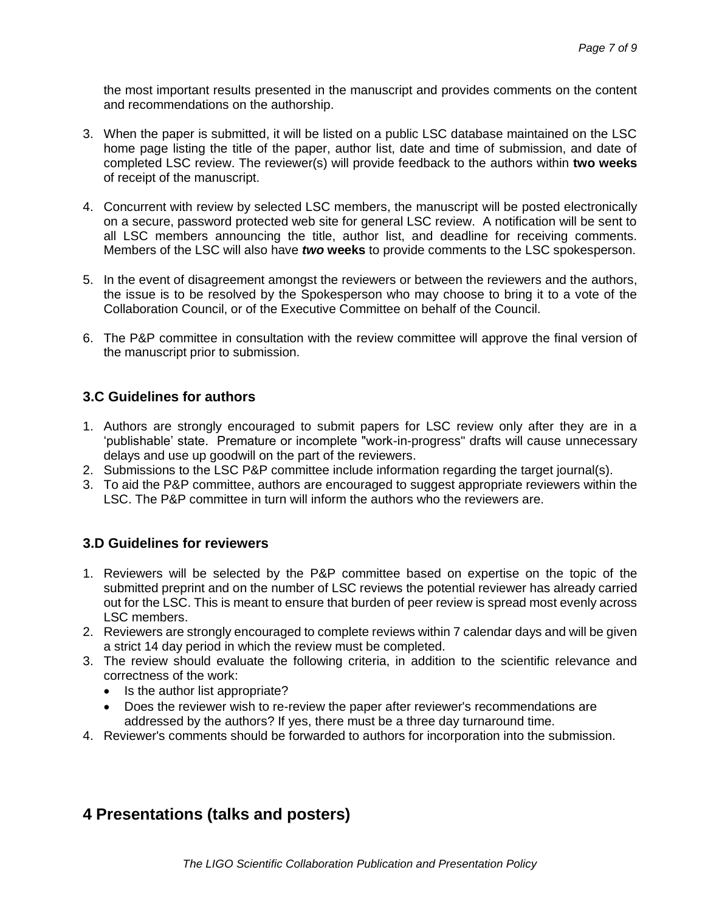the most important results presented in the manuscript and provides comments on the content and recommendations on the authorship.

3. When the paper is submitted, it will be listed on a public LSC database maintained on the LSC home page listing the title of the paper, author list, date and time of submission, and date of completed LSC review. The reviewer(s) will provide feedback to the authors within **two weeks** of receipt of the manuscript.

4. Concurrent with review by selected LSC members, the manuscript will be posted electronically on a secure, password protected web site for general LSC review. A notification will be sent to all LSC members announcing the title, author list, and deadline for receiving comments. Members of the LSC will also have ***two*** **weeks** to provide comments to the LSC spokesperson.

5. In the event of disagreement amongst the reviewers or between the reviewers and the authors, the issue is to be resolved by the Spokesperson who may choose to bring it to a vote of the Collaboration Council, or of the Executive Committee on behalf of the Council.

6. The P&P committee in consultation with the review committee will approve the final version of the manuscript prior to submission.

### 3.C Guidelines for authors

1. Authors are strongly encouraged to submit papers for LSC review only after they are in a 'publishable' state. Premature or incomplete "work-in-progress" drafts will cause unnecessary delays and use up goodwill on the part of the reviewers.
2. Submissions to the LSC P&P committee include information regarding the target journal(s).
3. To aid the P&P committee, authors are encouraged to suggest appropriate reviewers within the LSC. The P&P committee in turn will inform the authors who the reviewers are.

### 3.D Guidelines for reviewers

1. Reviewers will be selected by the P&P committee based on expertise on the topic of the submitted preprint and on the number of LSC reviews the potential reviewer has already carried out for the LSC. This is meant to ensure that burden of peer review is spread most evenly across LSC members.
2. Reviewers are strongly encouraged to complete reviews within 7 calendar days and will be given a strict 14 day period in which the review must be completed.
3. The review should evaluate the following criteria, in addition to the scientific relevance and correctness of the work:
   - Is the author list appropriate?
   - Does the reviewer wish to re-review the paper after reviewer's recommendations are addressed by the authors? If yes, there must be a three day turnaround time.
4. Reviewer's comments should be forwarded to authors for incorporation into the submission.

## 4 Presentations (talks and posters)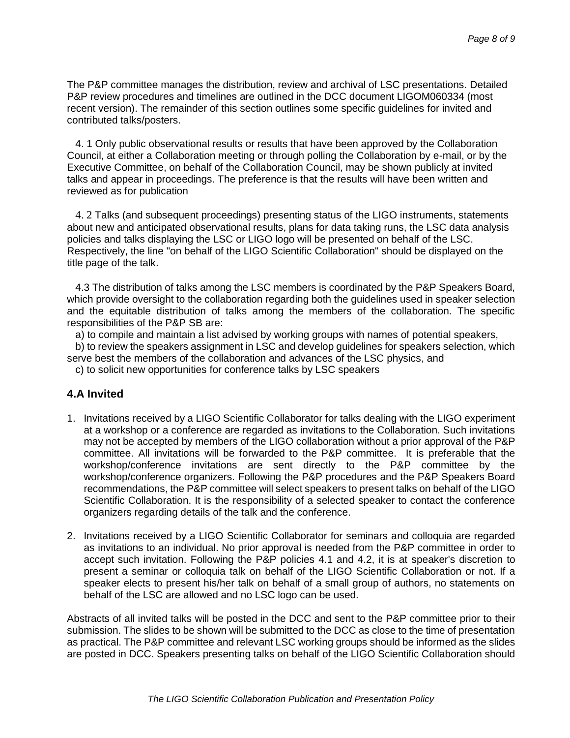The P&P committee manages the distribution, review and archival of LSC presentations. Detailed P&P review procedures and timelines are outlined in the DCC document LIGOM060334 (most recent version). The remainder of this section outlines some specific guidelines for invited and contributed talks/posters.

4. 1 Only public observational results or results that have been approved by the Collaboration Council, at either a Collaboration meeting or through polling the Collaboration by e-mail, or by the Executive Committee, on behalf of the Collaboration Council, may be shown publicly at invited talks and appear in proceedings. The preference is that the results will have been written and reviewed as for publication

4. 2 Talks (and subsequent proceedings) presenting status of the LIGO instruments, statements about new and anticipated observational results, plans for data taking runs, the LSC data analysis policies and talks displaying the LSC or LIGO logo will be presented on behalf of the LSC. Respectively, the line "on behalf of the LIGO Scientific Collaboration" should be displayed on the title page of the talk.

4.3 The distribution of talks among the LSC members is coordinated by the P&P Speakers Board, which provide oversight to the collaboration regarding both the guidelines used in speaker selection and the equitable distribution of talks among the members of the collaboration. The specific responsibilities of the P&P SB are:

a) to compile and maintain a list advised by working groups with names of potential speakers,

b) to review the speakers assignment in LSC and develop guidelines for speakers selection, which serve best the members of the collaboration and advances of the LSC physics, and

c) to solicit new opportunities for conference talks by LSC speakers

### 4.A Invited

1. Invitations received by a LIGO Scientific Collaborator for talks dealing with the LIGO experiment at a workshop or a conference are regarded as invitations to the Collaboration. Such invitations may not be accepted by members of the LIGO collaboration without a prior approval of the P&P committee. All invitations will be forwarded to the P&P committee. It is preferable that the workshop/conference invitations are sent directly to the P&P committee by the workshop/conference organizers. Following the P&P procedures and the P&P Speakers Board recommendations, the P&P committee will select speakers to present talks on behalf of the LIGO Scientific Collaboration. It is the responsibility of a selected speaker to contact the conference organizers regarding details of the talk and the conference.

2. Invitations received by a LIGO Scientific Collaborator for seminars and colloquia are regarded as invitations to an individual. No prior approval is needed from the P&P committee in order to accept such invitation. Following the P&P policies 4.1 and 4.2, it is at speaker's discretion to present a seminar or colloquia talk on behalf of the LIGO Scientific Collaboration or not. If a speaker elects to present his/her talk on behalf of a small group of authors, no statements on behalf of the LSC are allowed and no LSC logo can be used.

Abstracts of all invited talks will be posted in the DCC and sent to the P&P committee prior to their submission. The slides to be shown will be submitted to the DCC as close to the time of presentation as practical. The P&P committee and relevant LSC working groups should be informed as the slides are posted in DCC. Speakers presenting talks on behalf of the LIGO Scientific Collaboration should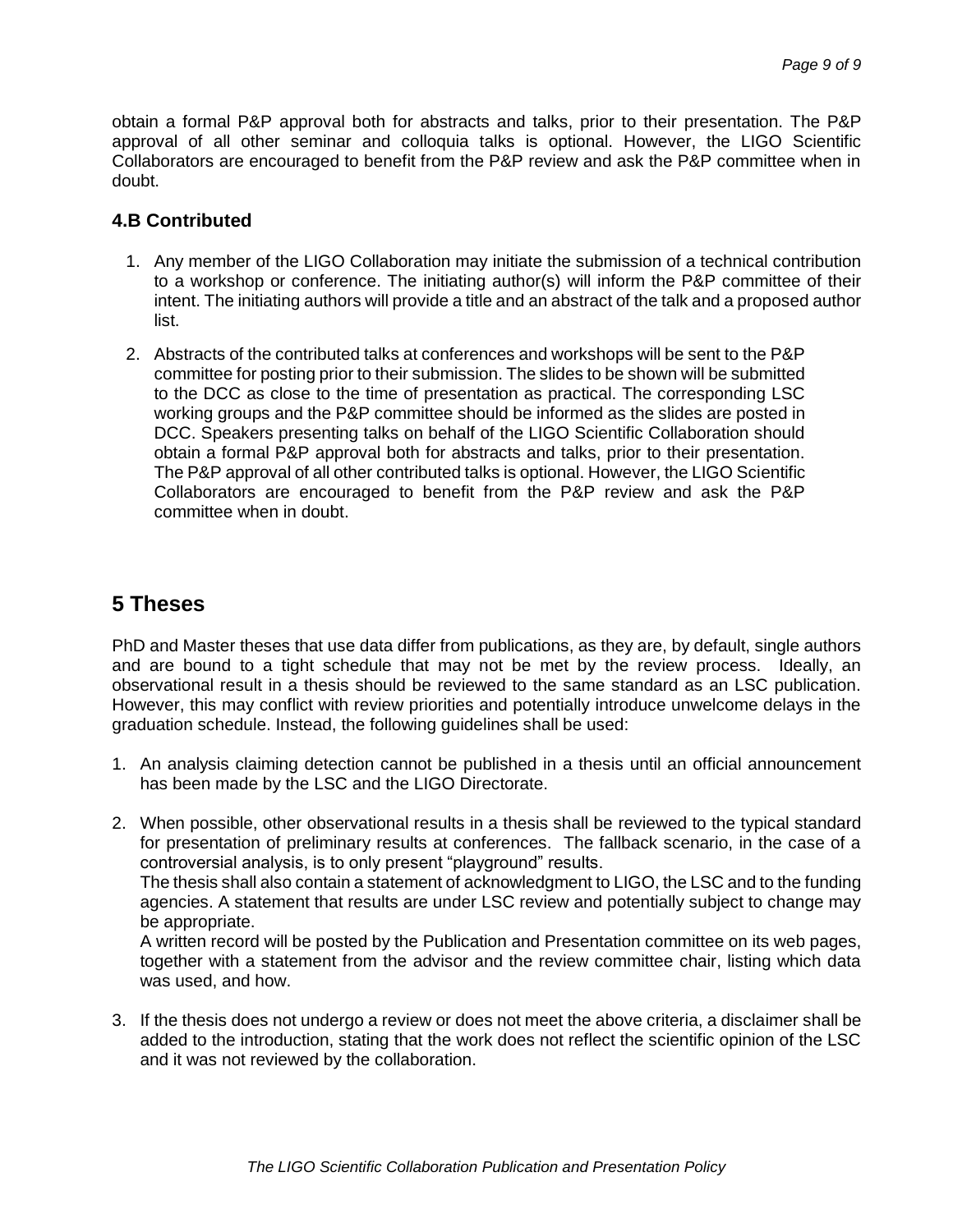obtain a formal P&P approval both for abstracts and talks, prior to their presentation. The P&P approval of all other seminar and colloquia talks is optional. However, the LIGO Scientific Collaborators are encouraged to benefit from the P&P review and ask the P&P committee when in doubt.

### 4.B Contributed

1. Any member of the LIGO Collaboration may initiate the submission of a technical contribution to a workshop or conference. The initiating author(s) will inform the P&P committee of their intent. The initiating authors will provide a title and an abstract of the talk and a proposed author list.

2. Abstracts of the contributed talks at conferences and workshops will be sent to the P&P committee for posting prior to their submission. The slides to be shown will be submitted to the DCC as close to the time of presentation as practical. The corresponding LSC working groups and the P&P committee should be informed as the slides are posted in DCC. Speakers presenting talks on behalf of the LIGO Scientific Collaboration should obtain a formal P&P approval both for abstracts and talks, prior to their presentation. The P&P approval of all other contributed talks is optional. However, the LIGO Scientific Collaborators are encouraged to benefit from the P&P review and ask the P&P committee when in doubt.

## 5 Theses

PhD and Master theses that use data differ from publications, as they are, by default, single authors and are bound to a tight schedule that may not be met by the review process. Ideally, an observational result in a thesis should be reviewed to the same standard as an LSC publication. However, this may conflict with review priorities and potentially introduce unwelcome delays in the graduation schedule. Instead, the following guidelines shall be used:

1. An analysis claiming detection cannot be published in a thesis until an official announcement has been made by the LSC and the LIGO Directorate.

2. When possible, other observational results in a thesis shall be reviewed to the typical standard for presentation of preliminary results at conferences. The fallback scenario, in the case of a controversial analysis, is to only present "playground" results.
   The thesis shall also contain a statement of acknowledgment to LIGO, the LSC and to the funding agencies. A statement that results are under LSC review and potentially subject to change may be appropriate.
   A written record will be posted by the Publication and Presentation committee on its web pages, together with a statement from the advisor and the review committee chair, listing which data was used, and how.

3. If the thesis does not undergo a review or does not meet the above criteria, a disclaimer shall be added to the introduction, stating that the work does not reflect the scientific opinion of the LSC and it was not reviewed by the collaboration.